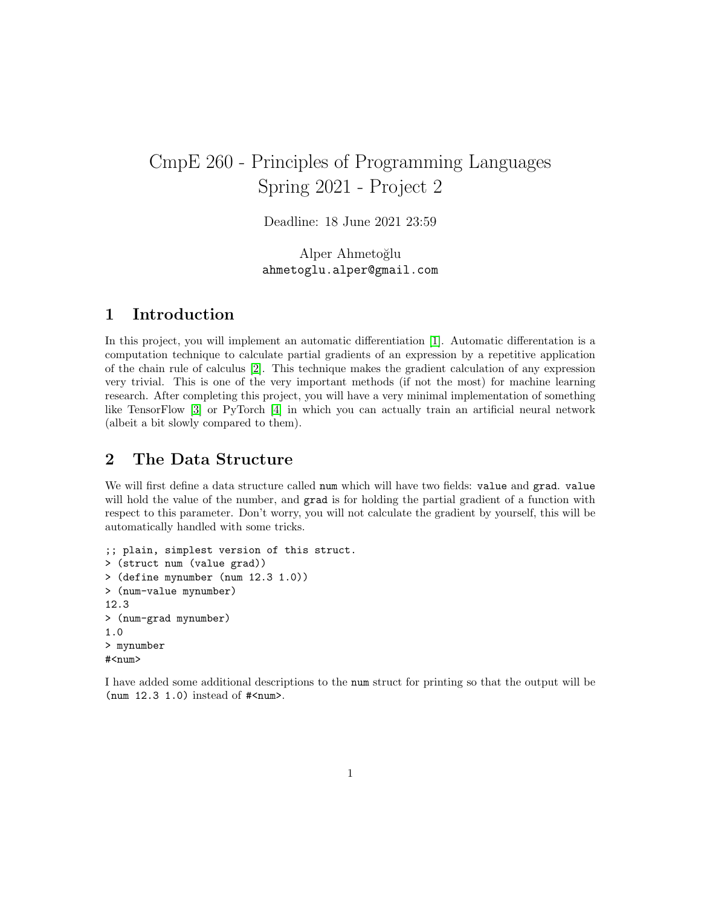# CmpE 260 - Principles of Programming Languages
# Spring 2021 - Project 2

Deadline: 18 June 2021 23:59

Alper Ahmetoğlu
ahmetoglu.alper@gmail.com

## 1 Introduction

In this project, you will implement an automatic differentiation [1]. Automatic differentation is a computation technique to calculate partial gradients of an expression by a repetitive application of the chain rule of calculus [2]. This technique makes the gradient calculation of any expression very trivial. This is one of the very important methods (if not the most) for machine learning research. After completing this project, you will have a very minimal implementation of something like TensorFlow [3] or PyTorch [4] in which you can actually train an artificial neural network (albeit a bit slowly compared to them).

## 2 The Data Structure

We will first define a data structure called `num` which will have two fields: `value` and `grad`. `value` will hold the value of the number, and `grad` is for holding the partial gradient of a function with respect to this parameter. Don't worry, you will not calculate the gradient by yourself, this will be automatically handled with some tricks.

```
;; plain, simplest version of this struct.
> (struct num (value grad))
> (define mynumber (num 12.3 1.0))
> (num-value mynumber)
12.3
> (num-grad mynumber)
1.0
> mynumber
#<num>
```

I have added some additional descriptions to the `num` struct for printing so that the output will be `(num 12.3 1.0)` instead of `#<num>`.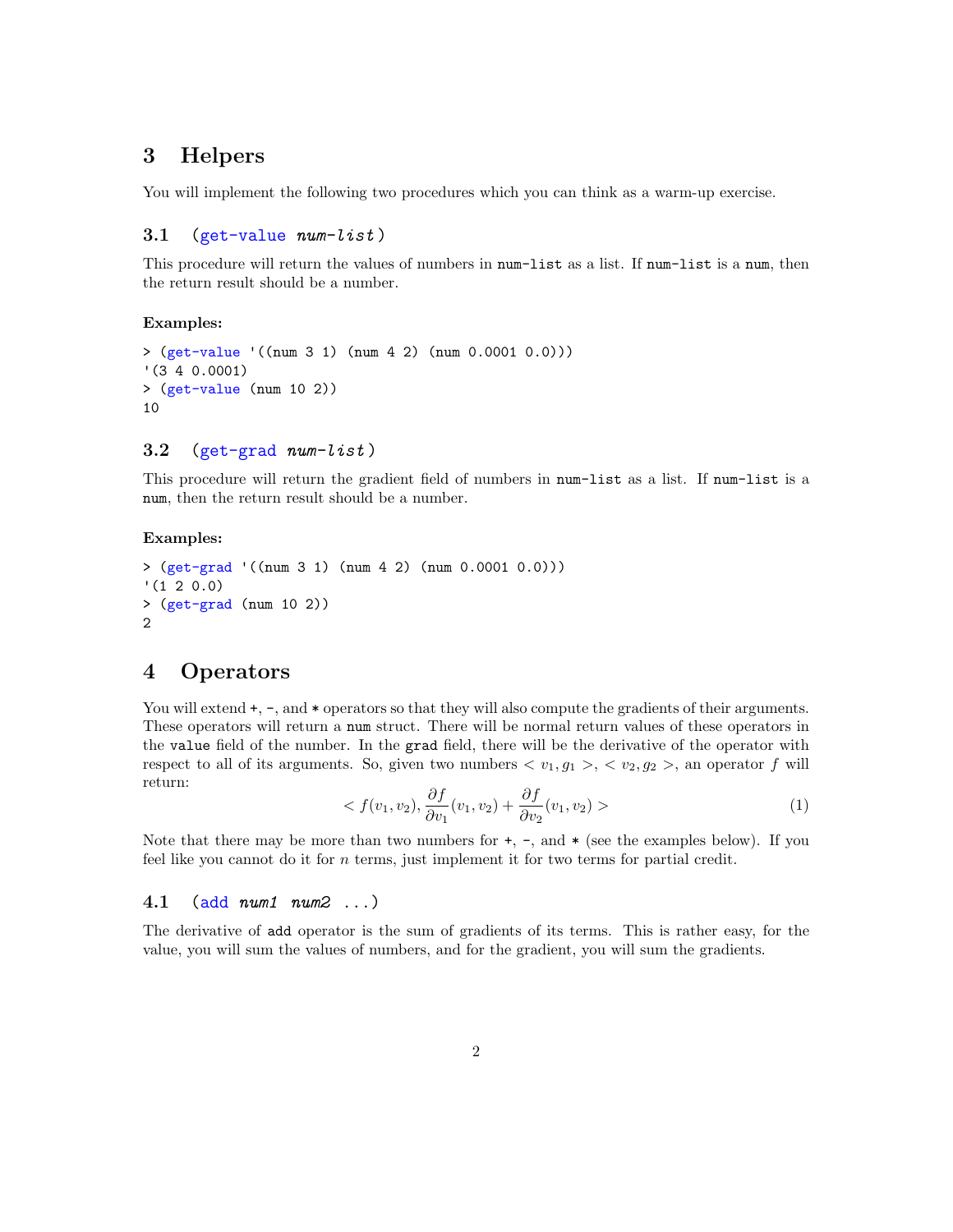## 3 Helpers

You will implement the following two procedures which you can think as a warm-up exercise.

### 3.1 (get-value *num-list*)

This procedure will return the values of numbers in `num-list` as a list. If `num-list` is a `num`, then the return result should be a number.

**Examples:**

```
> (get-value '((num 3 1) (num 4 2) (num 0.0001 0.0)))
'(3 4 0.0001)
> (get-value (num 10 2))
10
```

### 3.2 (get-grad *num-list*)

This procedure will return the gradient field of numbers in `num-list` as a list. If `num-list` is a `num`, then the return result should be a number.

**Examples:**

```
> (get-grad '((num 3 1) (num 4 2) (num 0.0001 0.0)))
'(1 2 0.0)
> (get-grad (num 10 2))
2
```

## 4 Operators

You will extend `+`, `-`, and `*` operators so that they will also compute the gradients of their arguments. These operators will return a `num` struct. There will be normal return values of these operators in the `value` field of the number. In the `grad` field, there will be the derivative of the operator with respect to all of its arguments. So, given two numbers $< v_1, g_1 >$, $< v_2, g_2 >$, an operator $f$ will return:

$$< f(v_1, v_2), \frac{\partial f}{\partial v_1}(v_1, v_2) + \frac{\partial f}{\partial v_2}(v_1, v_2) > \tag{1}$$

Note that there may be more than two numbers for `+`, `-`, and `*` (see the examples below). If you feel like you cannot do it for $n$ terms, just implement it for two terms for partial credit.

### 4.1 (add *num1 num2* ...)

The derivative of `add` operator is the sum of gradients of its terms. This is rather easy, for the value, you will sum the values of numbers, and for the gradient, you will sum the gradients.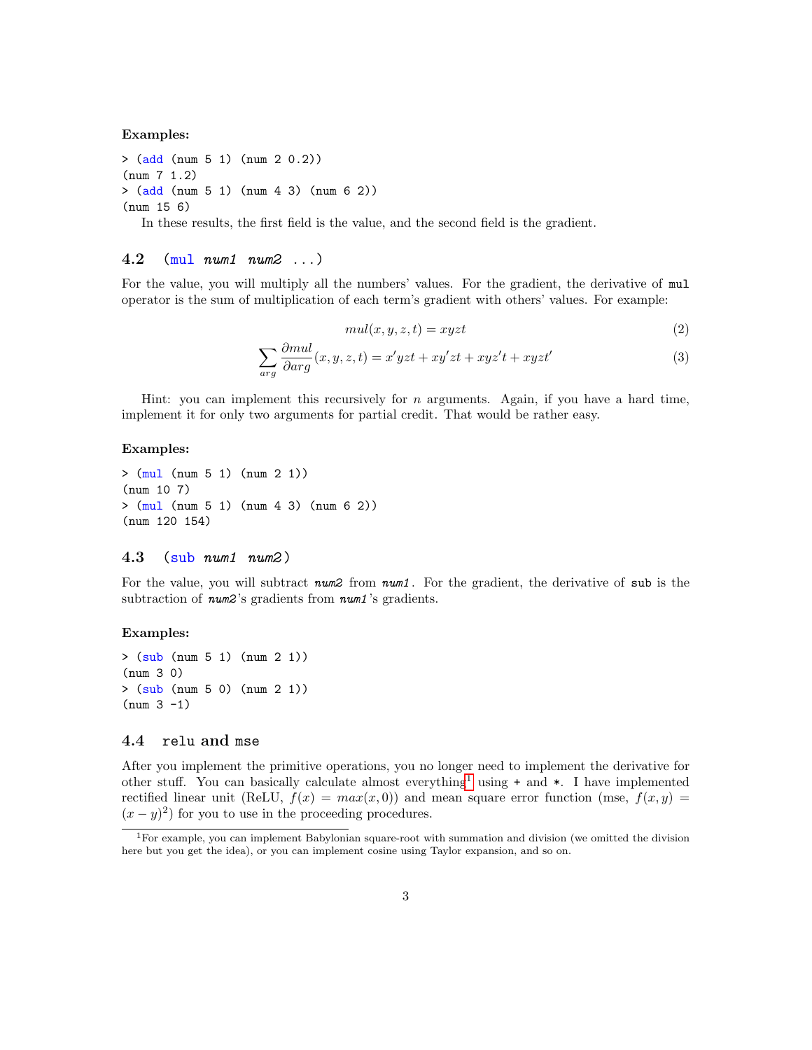**Examples:**

```
> (add (num 5 1) (num 2 0.2))
(num 7 1.2)
> (add (num 5 1) (num 4 3) (num 6 2))
(num 15 6)
```

In these results, the first field is the value, and the second field is the gradient.

### 4.2 (`mul` *num1 num2* ...)

For the value, you will multiply all the numbers' values. For the gradient, the derivative of `mul` operator is the sum of multiplication of each term's gradient with others' values. For example:

$$mul(x, y, z, t) = xyzt \tag{2}$$

$$\sum_{arg} \frac{\partial mul}{\partial arg}(x, y, z, t) = x'yzt + xy'zt + xyz't + xyzt' \tag{3}$$

Hint: you can implement this recursively for $n$ arguments. Again, if you have a hard time, implement it for only two arguments for partial credit. That would be rather easy.

**Examples:**

```
> (mul (num 5 1) (num 2 1))
(num 10 7)
> (mul (num 5 1) (num 4 3) (num 6 2))
(num 120 154)
```

### 4.3 (`sub` *num1 num2*)

For the value, you will subtract *num2* from *num1*. For the gradient, the derivative of `sub` is the subtraction of *num2*'s gradients from *num1*'s gradients.

**Examples:**

```
> (sub (num 5 1) (num 2 1))
(num 3 0)
> (sub (num 5 0) (num 2 1))
(num 3 -1)
```

### 4.4 `relu` and `mse`

After you implement the primitive operations, you no longer need to implement the derivative for other stuff. You can basically calculate almost everything[1] using + and *. I have implemented rectified linear unit (ReLU, $f(x) = max(x, 0)$) and mean square error function (mse, $f(x, y) = (x - y)^2$) for you to use in the proceeding procedures.

[1] For example, you can implement Babylonian square-root with summation and division (we omitted the division here but you get the idea), or you can implement cosine using Taylor expansion, and so on.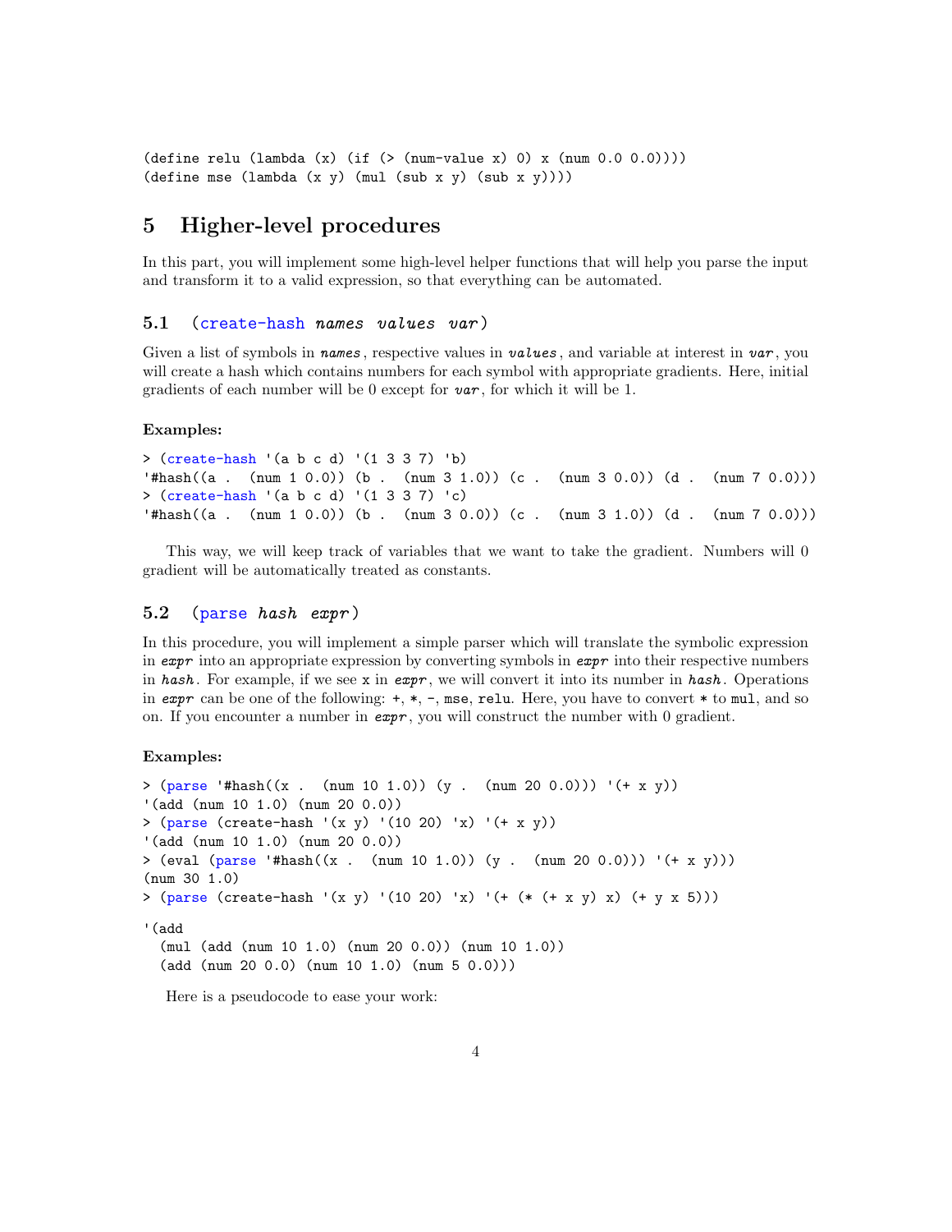```
(define relu (lambda (x) (if (> (num-value x) 0) x (num 0.0 0.0))))
(define mse (lambda (x y) (mul (sub x y) (sub x y))))
```

# 5 Higher-level procedures

In this part, you will implement some high-level helper functions that will help you parse the input and transform it to a valid expression, so that everything can be automated.

## 5.1 (create-hash *names* *values* *var*)

Given a list of symbols in *names*, respective values in *values*, and variable at interest in *var*, you will create a hash which contains numbers for each symbol with appropriate gradients. Here, initial gradients of each number will be 0 except for *var*, for which it will be 1.

**Examples:**

```
> (create-hash '(a b c d) '(1 3 3 7) 'b)
'#hash((a .  (num 1 0.0)) (b .  (num 3 1.0)) (c .  (num 3 0.0)) (d .  (num 7 0.0)))
> (create-hash '(a b c d) '(1 3 3 7) 'c)
'#hash((a .  (num 1 0.0)) (b .  (num 3 0.0)) (c .  (num 3 1.0)) (d .  (num 7 0.0)))
```

This way, we will keep track of variables that we want to take the gradient. Numbers will 0 gradient will be automatically treated as constants.

## 5.2 (parse *hash* *expr*)

In this procedure, you will implement a simple parser which will translate the symbolic expression in *expr* into an appropriate expression by converting symbols in *expr* into their respective numbers in *hash*. For example, if we see `x` in *expr*, we will convert it into its number in *hash*. Operations in *expr* can be one of the following: `+`, `*`, `-`, `mse`, `relu`. Here, you have to convert `*` to `mul`, and so on. If you encounter a number in *expr*, you will construct the number with 0 gradient.

**Examples:**

```
> (parse '#hash((x .  (num 10 1.0)) (y .  (num 20 0.0))) '(+ x y))
'(add (num 10 1.0) (num 20 0.0))
> (parse (create-hash '(x y) '(10 20) 'x) '(+ x y))
'(add (num 10 1.0) (num 20 0.0))
> (eval (parse '#hash((x .  (num 10 1.0)) (y .  (num 20 0.0))) '(+ x y)))
(num 30 1.0)
> (parse (create-hash '(x y) '(10 20) 'x) '(+ (* (+ x y) x) (+ y x 5)))

'(add
  (mul (add (num 10 1.0) (num 20 0.0)) (num 10 1.0))
  (add (num 20 0.0) (num 10 1.0) (num 5 0.0)))
```

Here is a pseudocode to ease your work: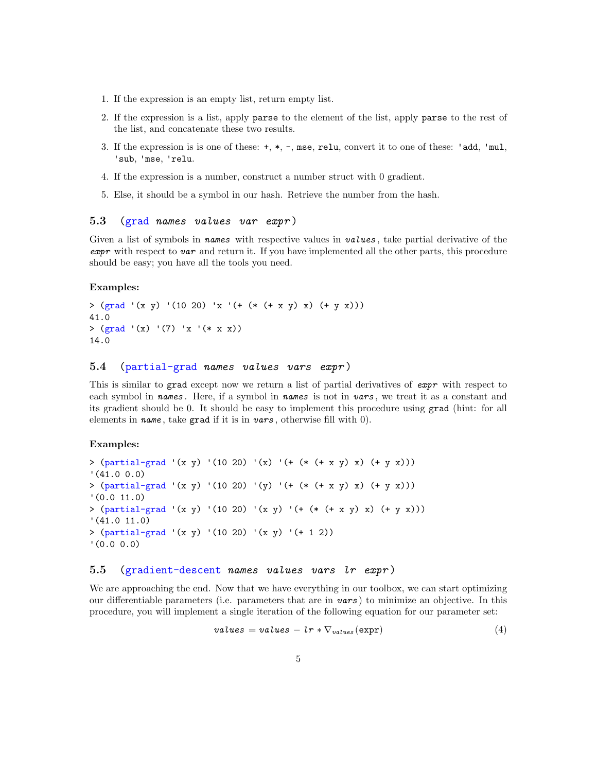1. If the expression is an empty list, return empty list.
2. If the expression is a list, apply `parse` to the element of the list, apply `parse` to the rest of the list, and concatenate these two results.
3. If the expression is is one of these: `+`, `*`, `-`, `mse`, `relu`, convert it to one of these: `'add`, `'mul`, `'sub`, `'mse`, `'relu`.
4. If the expression is a number, construct a number struct with 0 gradient.
5. Else, it should be a symbol in our hash. Retrieve the number from the hash.

### 5.3 (grad *names values var expr*)

Given a list of symbols in *names* with respective values in *values*, take partial derivative of the *expr* with respect to *var* and return it. If you have implemented all the other parts, this procedure should be easy; you have all the tools you need.

**Examples:**

```
> (grad '(x y) '(10 20) 'x '(+ (* (+ x y) x) (+ y x)))
41.0
> (grad '(x) '(7) 'x '(* x x))
14.0
```

### 5.4 (partial-grad *names values vars expr*)

This is similar to `grad` except now we return a list of partial derivatives of *expr* with respect to each symbol in *names*. Here, if a symbol in *names* is not in *vars*, we treat it as a constant and its gradient should be 0. It should be easy to implement this procedure using `grad` (hint: for all elements in *name*, take `grad` if it is in *vars*, otherwise fill with 0).

**Examples:**

```
> (partial-grad '(x y) '(10 20) '(x) '(+ (* (+ x y) x) (+ y x)))
'(41.0 0.0)
> (partial-grad '(x y) '(10 20) '(y) '(+ (* (+ x y) x) (+ y x)))
'(0.0 11.0)
> (partial-grad '(x y) '(10 20) '(x y) '(+ (* (+ x y) x) (+ y x)))
'(41.0 11.0)
> (partial-grad '(x y) '(10 20) '(x y) '(+ 1 2))
'(0.0 0.0)
```

### 5.5 (gradient-descent *names values vars lr expr*)

We are approaching the end. Now that we have everything in our toolbox, we can start optimizing our differentiable parameters (i.e. parameters that are in *vars*) to minimize an objective. In this procedure, you will implement a single iteration of the following equation for our parameter set:

$$values = values - lr * \nabla_{values}(\text{expr}) \tag{4}$$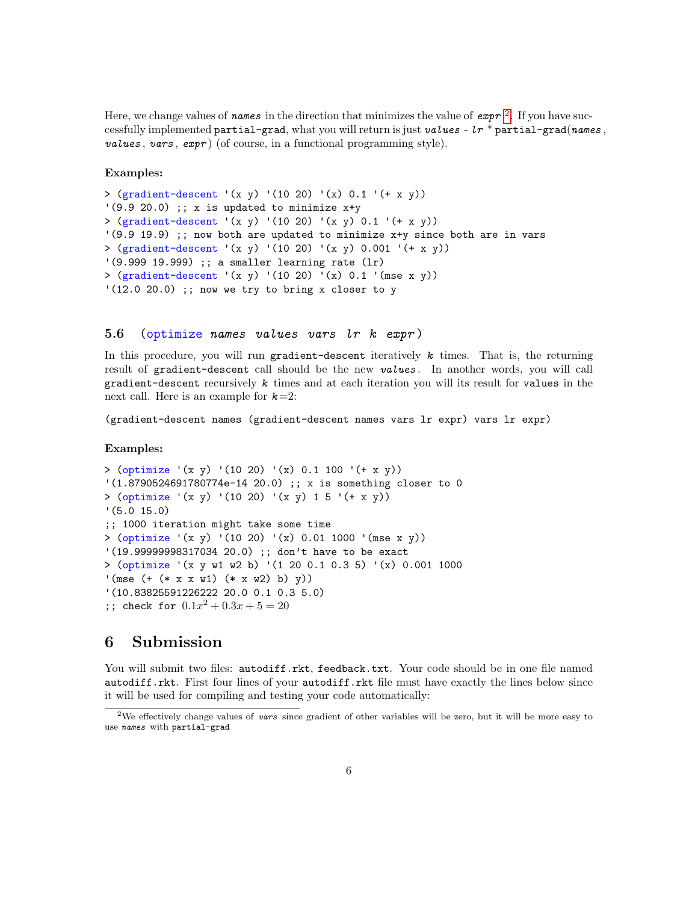Here, we change values of *names* in the direction that minimizes the value of *expr* [2]. If you have successfully implemented `partial-grad`, what you will return is just *values* - *lr* * `partial-grad`(*names*, *values*, *vars*, *expr*) (of course, in a functional programming style).

**Examples:**

```
> (gradient-descent '(x y) '(10 20) '(x) 0.1 '(+ x y))
'(9.9 20.0) ;; x is updated to minimize x+y
> (gradient-descent '(x y) '(10 20) '(x y) 0.1 '(+ x y))
'(9.9 19.9) ;; now both are updated to minimize x+y since both are in vars
> (gradient-descent '(x y) '(10 20) '(x y) 0.001 '(+ x y))
'(9.999 19.999) ;; a smaller learning rate (lr)
> (gradient-descent '(x y) '(10 20) '(x) 0.1 '(mse x y))
'(12.0 20.0) ;; now we try to bring x closer to y
```

### 5.6 (optimize *names values vars lr k expr*)

In this procedure, you will run `gradient-descent` iteratively *k* times. That is, the returning result of `gradient-descent` call should be the new *values*. In another words, you will call `gradient-descent` recursively *k* times and at each iteration you will its result for `values` in the next call. Here is an example for *k*=2:

```
(gradient-descent names (gradient-descent names vars lr expr) vars lr expr)
```

**Examples:**

```
> (optimize '(x y) '(10 20) '(x) 0.1 100 '(+ x y))
'(1.8790524691780774e-14 20.0) ;; x is something closer to 0
> (optimize '(x y) '(10 20) '(x y) 1 5 '(+ x y))
'(5.0 15.0)
;; 1000 iteration might take some time
> (optimize '(x y) '(10 20) '(x) 0.01 1000 '(mse x y))
'(19.99999998317034 20.0) ;; don't have to be exact
> (optimize '(x y w1 w2 b) '(1 20 0.1 0.3 5) '(x) 0.001 1000
'(mse (+ (* x x w1) (* x w2) b) y))
'(10.83825591226222 20.0 0.1 0.3 5.0)
;; check for 0.1x^2 + 0.3x + 5 = 20
```

# 6 Submission

You will submit two files: `autodiff.rkt`, `feedback.txt`. Your code should be in one file named `autodiff.rkt`. First four lines of your `autodiff.rkt` file must have exactly the lines below since it will be used for compiling and testing your code automatically:

---

[2] We effectively change values of *vars* since gradient of other variables will be zero, but it will be more easy to use *names* with `partial-grad`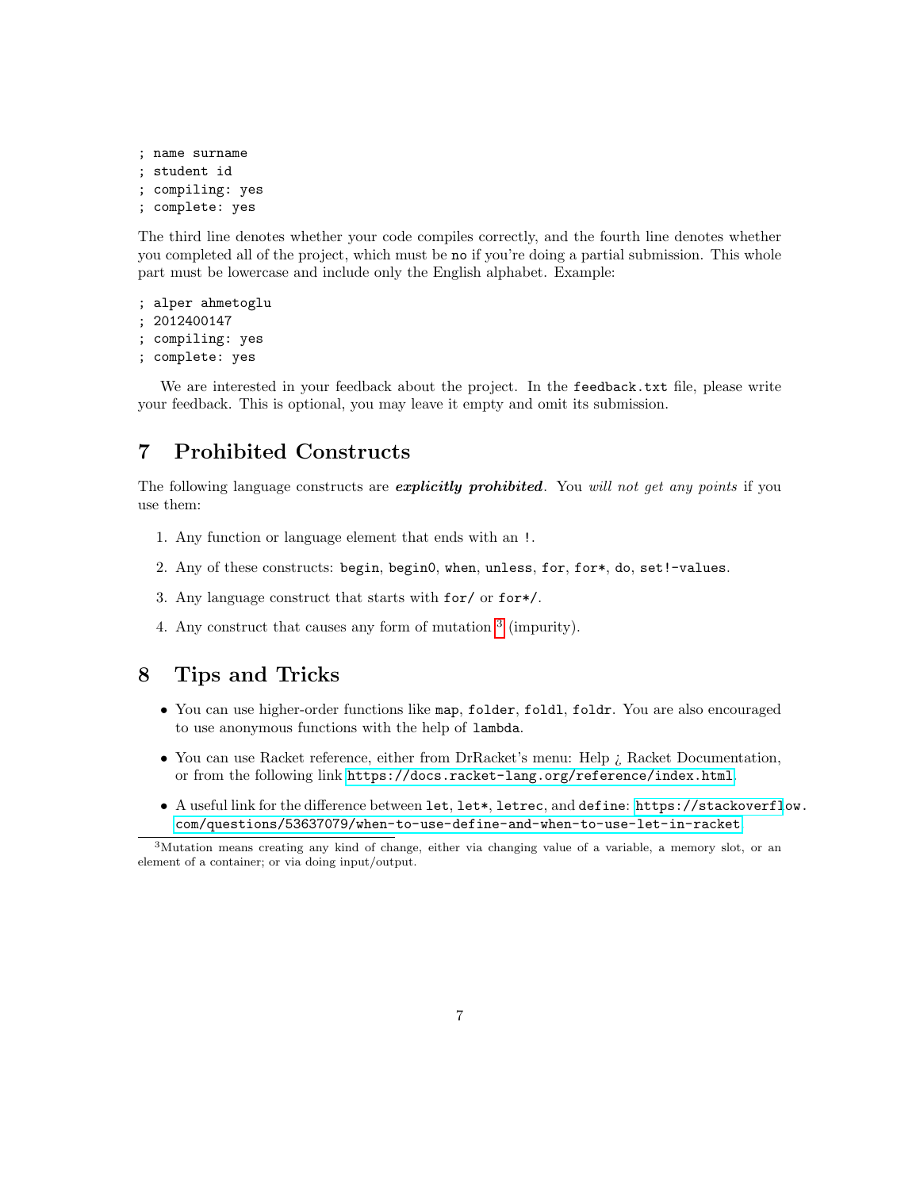```
; name surname
; student id
; compiling: yes
; complete: yes
```

The third line denotes whether your code compiles correctly, and the fourth line denotes whether you completed all of the project, which must be `no` if you're doing a partial submission. This whole part must be lowercase and include only the English alphabet. Example:

```
; alper ahmetoglu
; 2012400147
; compiling: yes
; complete: yes
```

We are interested in your feedback about the project. In the `feedback.txt` file, please write your feedback. This is optional, you may leave it empty and omit its submission.

## 7 Prohibited Constructs

The following language constructs are ***explicitly prohibited***. You *will not get any points* if you use them:

1. Any function or language element that ends with an `!`.
2. Any of these constructs: `begin`, `begin0`, `when`, `unless`, `for`, `for*`, `do`, `set!-values`.
3. Any language construct that starts with `for/` or `for*/`.
4. Any construct that causes any form of mutation [3] (impurity).

## 8 Tips and Tricks

- You can use higher-order functions like `map`, `folder`, `foldl`, `foldr`. You are also encouraged to use anonymous functions with the help of `lambda`.
- You can use Racket reference, either from DrRacket's menu: Help ¿ Racket Documentation, or from the following link https://docs.racket-lang.org/reference/index.html.
- A useful link for the difference between `let`, `let*`, `letrec`, and `define`: https://stackoverflow.com/questions/53637079/when-to-use-define-and-when-to-use-let-in-racket

[3] Mutation means creating any kind of change, either via changing value of a variable, a memory slot, or an element of a container; or via doing input/output.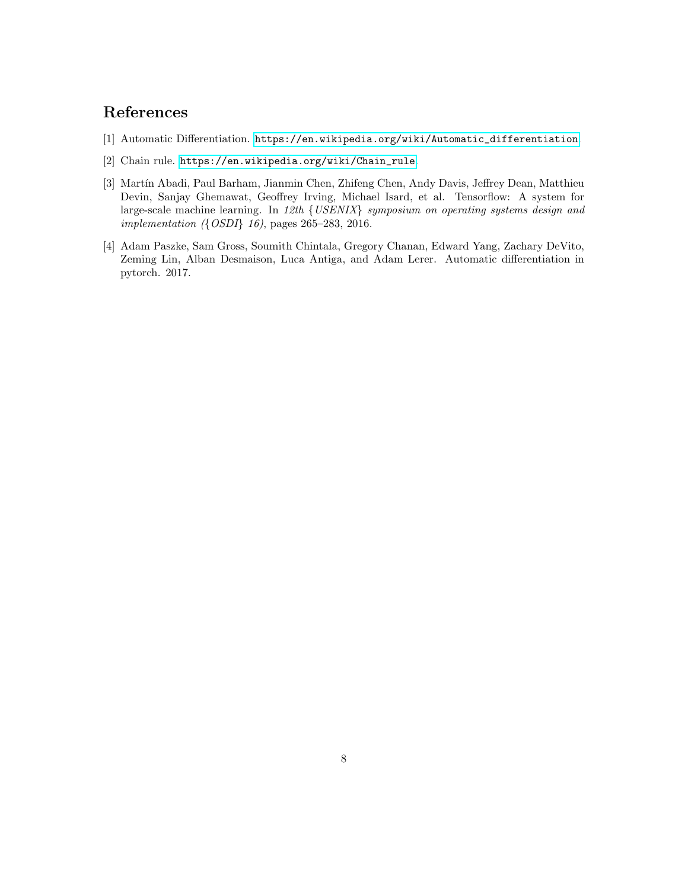## References

[1] Automatic Differentiation. https://en.wikipedia.org/wiki/Automatic_differentiation

[2] Chain rule. https://en.wikipedia.org/wiki/Chain_rule.

[3] Martín Abadi, Paul Barham, Jianmin Chen, Zhifeng Chen, Andy Davis, Jeffrey Dean, Matthieu Devin, Sanjay Ghemawat, Geoffrey Irving, Michael Isard, et al. Tensorflow: A system for large-scale machine learning. In *12th {USENIX} symposium on operating systems design and implementation ({OSDI} 16)*, pages 265–283, 2016.

[4] Adam Paszke, Sam Gross, Soumith Chintala, Gregory Chanan, Edward Yang, Zachary DeVito, Zeming Lin, Alban Desmaison, Luca Antiga, and Adam Lerer. Automatic differentiation in pytorch. 2017.